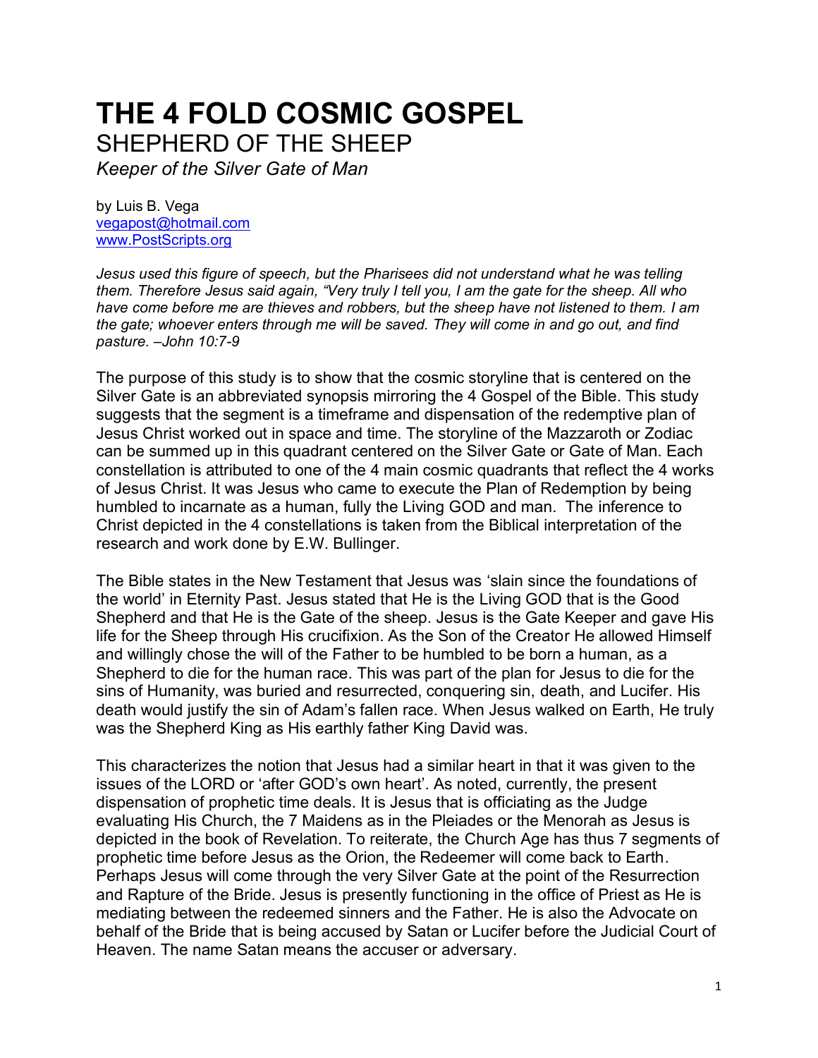# THE 4 FOLD COSMIC GOSPEL

## SHEPHERD OF THE SHEEP

*Keeper of the Silver Gate of Man*

by Luis B. Vega
vegapost@hotmail.com
www.PostScripts.org

*Jesus used this figure of speech, but the Pharisees did not understand what he was telling them. Therefore Jesus said again, "Very truly I tell you, I am the gate for the sheep. All who have come before me are thieves and robbers, but the sheep have not listened to them. I am the gate; whoever enters through me will be saved. They will come in and go out, and find pasture. –John 10:7-9*

The purpose of this study is to show that the cosmic storyline that is centered on the Silver Gate is an abbreviated synopsis mirroring the 4 Gospel of the Bible. This study suggests that the segment is a timeframe and dispensation of the redemptive plan of Jesus Christ worked out in space and time. The storyline of the Mazzaroth or Zodiac can be summed up in this quadrant centered on the Silver Gate or Gate of Man. Each constellation is attributed to one of the 4 main cosmic quadrants that reflect the 4 works of Jesus Christ. It was Jesus who came to execute the Plan of Redemption by being humbled to incarnate as a human, fully the Living GOD and man. The inference to Christ depicted in the 4 constellations is taken from the Biblical interpretation of the research and work done by E.W. Bullinger.

The Bible states in the New Testament that Jesus was 'slain since the foundations of the world' in Eternity Past. Jesus stated that He is the Living GOD that is the Good Shepherd and that He is the Gate of the sheep. Jesus is the Gate Keeper and gave His life for the Sheep through His crucifixion. As the Son of the Creator He allowed Himself and willingly chose the will of the Father to be humbled to be born a human, as a Shepherd to die for the human race. This was part of the plan for Jesus to die for the sins of Humanity, was buried and resurrected, conquering sin, death, and Lucifer. His death would justify the sin of Adam's fallen race. When Jesus walked on Earth, He truly was the Shepherd King as His earthly father King David was.

This characterizes the notion that Jesus had a similar heart in that it was given to the issues of the LORD or 'after GOD's own heart'. As noted, currently, the present dispensation of prophetic time deals. It is Jesus that is officiating as the Judge evaluating His Church, the 7 Maidens as in the Pleiades or the Menorah as Jesus is depicted in the book of Revelation. To reiterate, the Church Age has thus 7 segments of prophetic time before Jesus as the Orion, the Redeemer will come back to Earth. Perhaps Jesus will come through the very Silver Gate at the point of the Resurrection and Rapture of the Bride. Jesus is presently functioning in the office of Priest as He is mediating between the redeemed sinners and the Father. He is also the Advocate on behalf of the Bride that is being accused by Satan or Lucifer before the Judicial Court of Heaven. The name Satan means the accuser or adversary.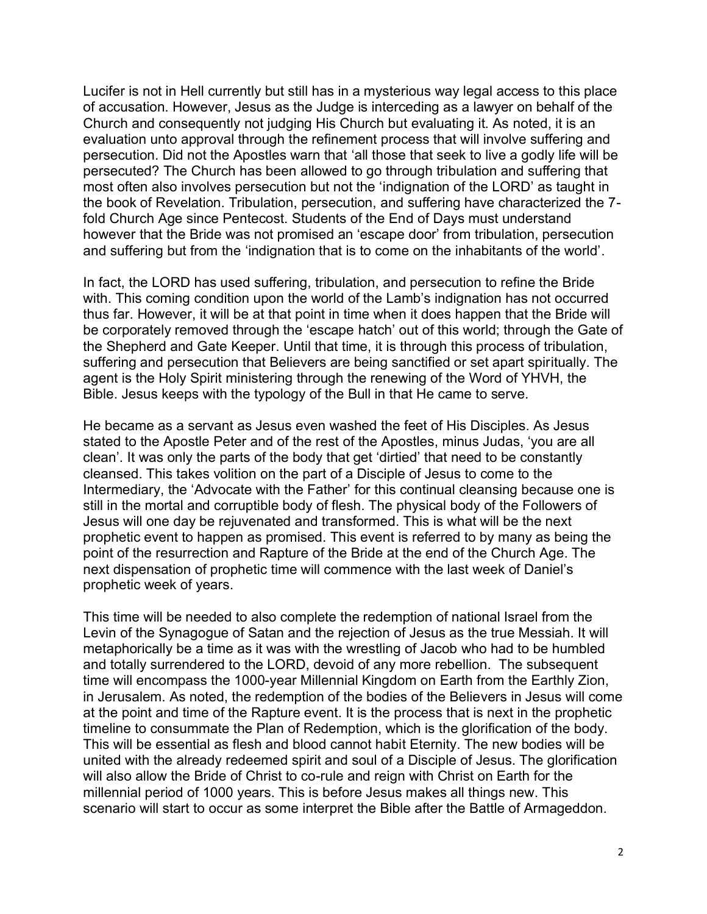Lucifer is not in Hell currently but still has in a mysterious way legal access to this place of accusation. However, Jesus as the Judge is interceding as a lawyer on behalf of the Church and consequently not judging His Church but evaluating it. As noted, it is an evaluation unto approval through the refinement process that will involve suffering and persecution. Did not the Apostles warn that 'all those that seek to live a godly life will be persecuted? The Church has been allowed to go through tribulation and suffering that most often also involves persecution but not the 'indignation of the LORD' as taught in the book of Revelation. Tribulation, persecution, and suffering have characterized the 7-fold Church Age since Pentecost. Students of the End of Days must understand however that the Bride was not promised an 'escape door' from tribulation, persecution and suffering but from the 'indignation that is to come on the inhabitants of the world'.

In fact, the LORD has used suffering, tribulation, and persecution to refine the Bride with. This coming condition upon the world of the Lamb's indignation has not occurred thus far. However, it will be at that point in time when it does happen that the Bride will be corporately removed through the 'escape hatch' out of this world; through the Gate of the Shepherd and Gate Keeper. Until that time, it is through this process of tribulation, suffering and persecution that Believers are being sanctified or set apart spiritually. The agent is the Holy Spirit ministering through the renewing of the Word of YHVH, the Bible. Jesus keeps with the typology of the Bull in that He came to serve.

He became as a servant as Jesus even washed the feet of His Disciples. As Jesus stated to the Apostle Peter and of the rest of the Apostles, minus Judas, 'you are all clean'. It was only the parts of the body that get 'dirtied' that need to be constantly cleansed. This takes volition on the part of a Disciple of Jesus to come to the Intermediary, the 'Advocate with the Father' for this continual cleansing because one is still in the mortal and corruptible body of flesh. The physical body of the Followers of Jesus will one day be rejuvenated and transformed. This is what will be the next prophetic event to happen as promised. This event is referred to by many as being the point of the resurrection and Rapture of the Bride at the end of the Church Age. The next dispensation of prophetic time will commence with the last week of Daniel's prophetic week of years.

This time will be needed to also complete the redemption of national Israel from the Levin of the Synagogue of Satan and the rejection of Jesus as the true Messiah. It will metaphorically be a time as it was with the wrestling of Jacob who had to be humbled and totally surrendered to the LORD, devoid of any more rebellion. The subsequent time will encompass the 1000-year Millennial Kingdom on Earth from the Earthly Zion, in Jerusalem. As noted, the redemption of the bodies of the Believers in Jesus will come at the point and time of the Rapture event. It is the process that is next in the prophetic timeline to consummate the Plan of Redemption, which is the glorification of the body. This will be essential as flesh and blood cannot habit Eternity. The new bodies will be united with the already redeemed spirit and soul of a Disciple of Jesus. The glorification will also allow the Bride of Christ to co-rule and reign with Christ on Earth for the millennial period of 1000 years. This is before Jesus makes all things new. This scenario will start to occur as some interpret the Bible after the Battle of Armageddon.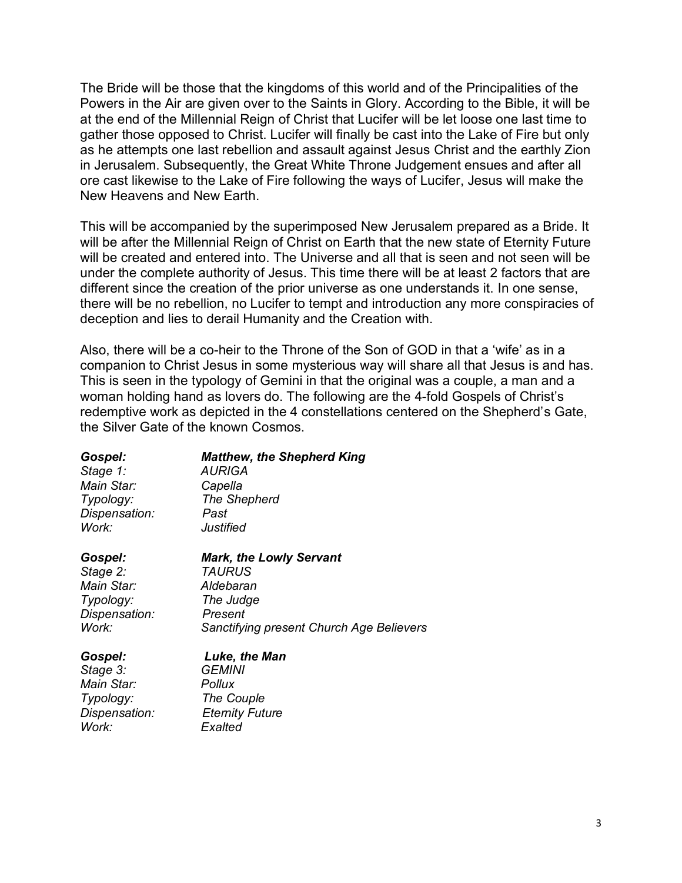The Bride will be those that the kingdoms of this world and of the Principalities of the Powers in the Air are given over to the Saints in Glory. According to the Bible, it will be at the end of the Millennial Reign of Christ that Lucifer will be let loose one last time to gather those opposed to Christ. Lucifer will finally be cast into the Lake of Fire but only as he attempts one last rebellion and assault against Jesus Christ and the earthly Zion in Jerusalem. Subsequently, the Great White Throne Judgement ensues and after all ore cast likewise to the Lake of Fire following the ways of Lucifer, Jesus will make the New Heavens and New Earth.

This will be accompanied by the superimposed New Jerusalem prepared as a Bride. It will be after the Millennial Reign of Christ on Earth that the new state of Eternity Future will be created and entered into. The Universe and all that is seen and not seen will be under the complete authority of Jesus. This time there will be at least 2 factors that are different since the creation of the prior universe as one understands it. In one sense, there will be no rebellion, no Lucifer to tempt and introduction any more conspiracies of deception and lies to derail Humanity and the Creation with.

Also, there will be a co-heir to the Throne of the Son of GOD in that a 'wife' as in a companion to Christ Jesus in some mysterious way will share all that Jesus is and has. This is seen in the typology of Gemini in that the original was a couple, a man and a woman holding hand as lovers do. The following are the 4-fold Gospels of Christ's redemptive work as depicted in the 4 constellations centered on the Shepherd's Gate, the Silver Gate of the known Cosmos.

***Gospel:*** ***Matthew, the Shepherd King***
*Stage 1:* *AURIGA*
*Main Star:* *Capella*
*Typology:* *The Shepherd*
*Dispensation:* *Past*
*Work:* *Justified*

***Gospel:*** ***Mark, the Lowly Servant***
*Stage 2:* *TAURUS*
*Main Star:* *Aldebaran*
*Typology:* *The Judge*
*Dispensation:* *Present*
*Work:* *Sanctifying present Church Age Believers*

***Gospel:*** ***Luke, the Man***
*Stage 3:* *GEMINI*
*Main Star:* *Pollux*
*Typology:* *The Couple*
*Dispensation:* *Eternity Future*
*Work:* *Exalted*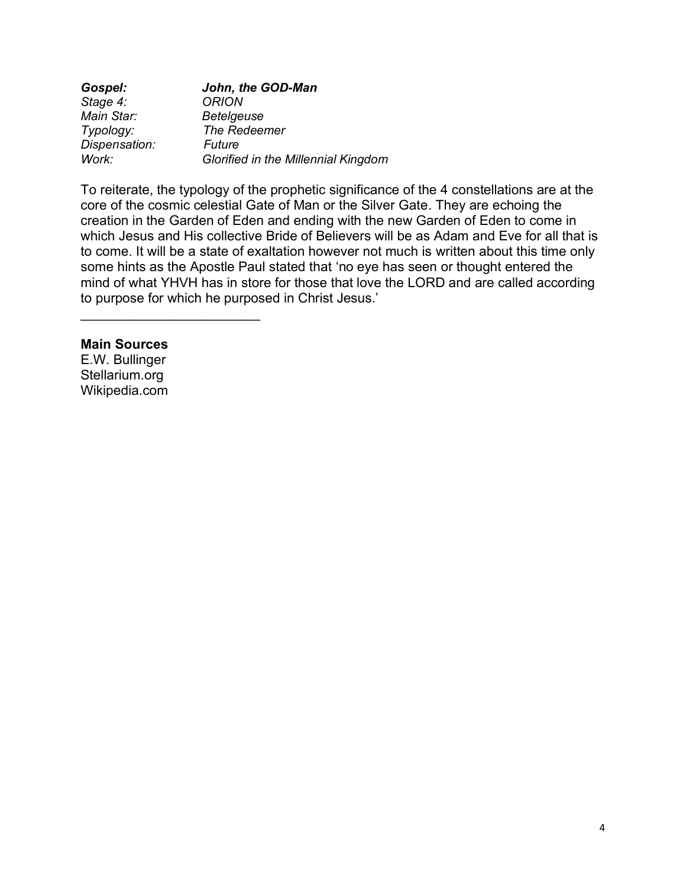***Gospel:*** ***John, the GOD-Man***
*Stage 4:* *ORION*
*Main Star:* *Betelgeuse*
*Typology:* *The Redeemer*
*Dispensation:* *Future*
*Work:* *Glorified in the Millennial Kingdom*

To reiterate, the typology of the prophetic significance of the 4 constellations are at the core of the cosmic celestial Gate of Man or the Silver Gate. They are echoing the creation in the Garden of Eden and ending with the new Garden of Eden to come in which Jesus and His collective Bride of Believers will be as Adam and Eve for all that is to come. It will be a state of exaltation however not much is written about this time only some hints as the Apostle Paul stated that 'no eye has seen or thought entered the mind of what YHVH has in store for those that love the LORD and are called according to purpose for which he purposed in Christ Jesus.'

________________________

**Main Sources**
E.W. Bullinger
Stellarium.org
Wikipedia.com